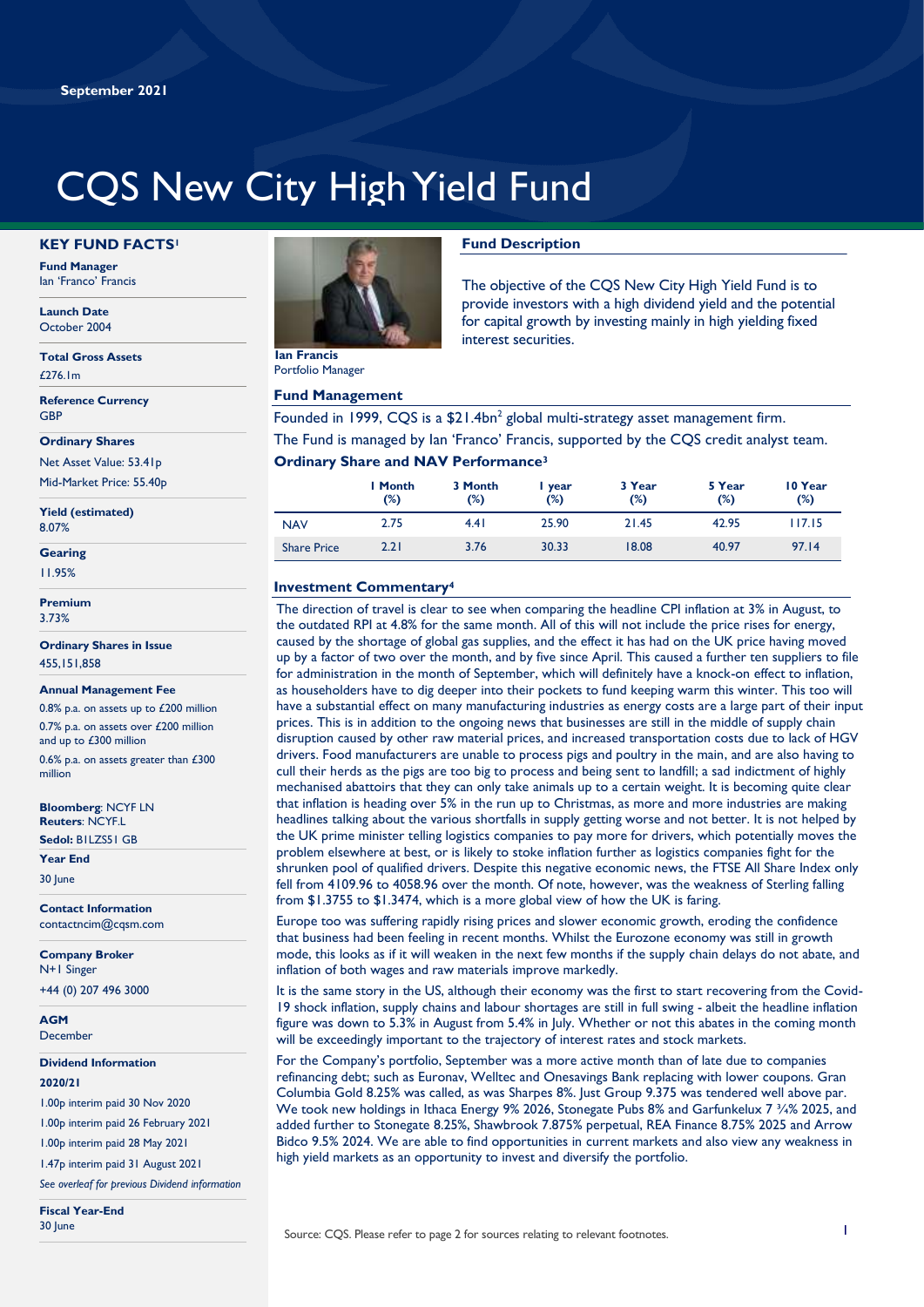September 2021

# CQS New City High Yield Fund

## KEY FUND FACTS[1]

**Fund Manager**
Ian 'Franco' Francis

**Launch Date**
October 2004

**Total Gross Assets**
£276.1m

**Reference Currency**
GBP

**Ordinary Shares**
Net Asset Value: 53.41p
Mid-Market Price: 55.40p

**Yield (estimated)**
8.07%

**Gearing**
11.95%

**Premium**
3.73%

**Ordinary Shares in Issue**
455,151,858

**Annual Management Fee**
0.8% p.a. on assets up to £200 million
0.7% p.a. on assets over £200 million and up to £300 million
0.6% p.a. on assets greater than £300 million

**Bloomberg**: NCYF LN
**Reuters**: NCYF.L
**Sedol:** B1LZS51 GB

**Year End**
30 June

**Contact Information**
contactncim@cqsm.com

**Company Broker**
N+1 Singer
+44 (0) 207 496 3000

**AGM**
December

**Dividend Information**
**2020/21**
1.00p interim paid 30 Nov 2020
1.00p interim paid 26 February 2021
1.00p interim paid 28 May 2021
1.47p interim paid 31 August 2021
*See overleaf for previous Dividend information*

**Fiscal Year-End**
30 June

**Ian Francis**
Portfolio Manager

## Fund Description

The objective of the CQS New City High Yield Fund is to provide investors with a high dividend yield and the potential for capital growth by investing mainly in high yielding fixed interest securities.

## Fund Management

Founded in 1999, CQS is a $21.4bn[2] global multi-strategy asset management firm.
The Fund is managed by Ian 'Franco' Francis, supported by the CQS credit analyst team.

## Ordinary Share and NAV Performance[3]

| | 1 Month (%) | 3 Month (%) | 1 year (%) | 3 Year (%) | 5 Year (%) | 10 Year (%) |
|---|---|---|---|---|---|---|
| NAV | 2.75 | 4.41 | 25.90 | 21.45 | 42.95 | 117.15 |
| Share Price | 2.21 | 3.76 | 30.33 | 18.08 | 40.97 | 97.14 |

## Investment Commentary[4]

The direction of travel is clear to see when comparing the headline CPI inflation at 3% in August, to the outdated RPI at 4.8% for the same month. All of this will not include the price rises for energy, caused by the shortage of global gas supplies, and the effect it has had on the UK price having moved up by a factor of two over the month, and by five since April. This caused a further ten suppliers to file for administration in the month of September, which will definitely have a knock-on effect to inflation, as householders have to dig deeper into their pockets to fund keeping warm this winter. This too will have a substantial effect on many manufacturing industries as energy costs are a large part of their input prices. This is in addition to the ongoing news that businesses are still in the middle of supply chain disruption caused by other raw material prices, and increased transportation costs due to lack of HGV drivers. Food manufacturers are unable to process pigs and poultry in the main, and are also having to cull their herds as the pigs are too big to process and being sent to landfill; a sad indictment of highly mechanised abattoirs that they can only take animals up to a certain weight. It is becoming quite clear that inflation is heading over 5% in the run up to Christmas, as more and more industries are making headlines talking about the various shortfalls in supply getting worse and not better. It is not helped by the UK prime minister telling logistics companies to pay more for drivers, which potentially moves the problem elsewhere at best, or is likely to stoke inflation further as logistics companies fight for the shrunken pool of qualified drivers. Despite this negative economic news, the FTSE All Share Index only fell from 4109.96 to 4058.96 over the month. Of note, however, was the weakness of Sterling falling from $1.3755 to $1.3474, which is a more global view of how the UK is faring.

Europe too was suffering rapidly rising prices and slower economic growth, eroding the confidence that business had been feeling in recent months. Whilst the Eurozone economy was still in growth mode, this looks as if it will weaken in the next few months if the supply chain delays do not abate, and inflation of both wages and raw materials improve markedly.

It is the same story in the US, although their economy was the first to start recovering from the Covid-19 shock inflation, supply chains and labour shortages are still in full swing - albeit the headline inflation figure was down to 5.3% in August from 5.4% in July. Whether or not this abates in the coming month will be exceedingly important to the trajectory of interest rates and stock markets.

For the Company's portfolio, September was a more active month than of late due to companies refinancing debt; such as Euronav, Welltec and Onesavings Bank replacing with lower coupons. Gran Columbia Gold 8.25% was called, as was Sharpes 8%. Just Group 9.375 was tendered well above par. We took new holdings in Ithaca Energy 9% 2026, Stonegate Pubs 8% and Garfunkelux 7 ¾% 2025, and added further to Stonegate 8.25%, Shawbrook 7.875% perpetual, REA Finance 8.75% 2025 and Arrow Bidco 9.5% 2024. We are able to find opportunities in current markets and also view any weakness in high yield markets as an opportunity to invest and diversify the portfolio.

Source: CQS. Please refer to page 2 for sources relating to relevant footnotes.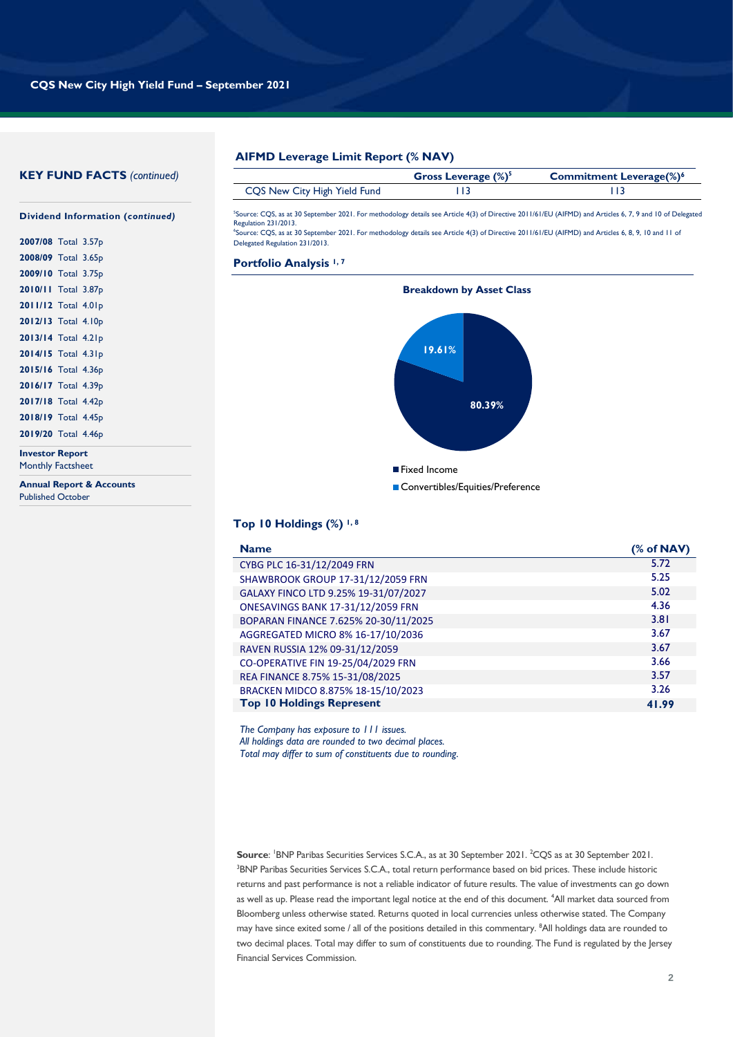## KEY FUND FACTS *(continued)*

**Dividend Information (*continued*)**

| | |
|---|---|
| **2007/08** | Total 3.57p |
| **2008/09** | Total 3.65p |
| **2009/10** | Total 3.75p |
| **2010/11** | Total 3.87p |
| **2011/12** | Total 4.01p |
| **2012/13** | Total 4.10p |
| **2013/14** | Total 4.21p |
| **2014/15** | Total 4.31p |
| **2015/16** | Total 4.36p |
| **2016/17** | Total 4.39p |
| **2017/18** | Total 4.42p |
| **2018/19** | Total 4.45p |
| **2019/20** | Total 4.46p |

**Investor Report**
Monthly Factsheet

**Annual Report & Accounts**
Published October

## AIFMD Leverage Limit Report (% NAV)

| | Gross Leverage (%)[5] | Commitment Leverage(%)[6] |
|---|---|---|
| CQS New City High Yield Fund | 113 | 113 |

[5]Source: CQS, as at 30 September 2021. For methodology details see Article 4(3) of Directive 2011/61/EU (AIFMD) and Articles 6, 7, 9 and 10 of Delegated Regulation 231/2013.
[6]Source: CQS, as at 30 September 2021. For methodology details see Article 4(3) of Directive 2011/61/EU (AIFMD) and Articles 6, 8, 9, 10 and 11 of Delegated Regulation 231/2013.

## Portfolio Analysis [1, 7]

**Breakdown by Asset Class**

| Asset Class | % |
|---|---|
| Fixed Income | 80.39% |
| Convertibles/Equities/Preference | 19.61% |

## Top 10 Holdings (%) [1, 8]

| Name | (% of NAV) |
|---|---|
| CYBG PLC 16-31/12/2049 FRN | 5.72 |
| SHAWBROOK GROUP 17-31/12/2059 FRN | 5.25 |
| GALAXY FINCO LTD 9.25% 19-31/07/2027 | 5.02 |
| ONESAVINGS BANK 17-31/12/2059 FRN | 4.36 |
| BOPARAN FINANCE 7.625% 20-30/11/2025 | 3.81 |
| AGGREGATED MICRO 8% 16-17/10/2036 | 3.67 |
| RAVEN RUSSIA 12% 09-31/12/2059 | 3.67 |
| CO-OPERATIVE FIN 19-25/04/2029 FRN | 3.66 |
| REA FINANCE 8.75% 15-31/08/2025 | 3.57 |
| BRACKEN MIDCO 8.875% 18-15/10/2023 | 3.26 |
| **Top 10 Holdings Represent** | **41.99** |

*The Company has exposure to 111 issues.*
*All holdings data are rounded to two decimal places.*
*Total may differ to sum of constituents due to rounding.*

**Source**: [1]BNP Paribas Securities Services S.C.A., as at 30 September 2021. [2]CQS as at 30 September 2021. [3]BNP Paribas Securities Services S.C.A., total return performance based on bid prices. These include historic returns and past performance is not a reliable indicator of future results. The value of investments can go down as well as up. Please read the important legal notice at the end of this document. [4]All market data sourced from Bloomberg unless otherwise stated. Returns quoted in local currencies unless otherwise stated. The Company may have since exited some / all of the positions detailed in this commentary. [8]All holdings data are rounded to two decimal places. Total may differ to sum of constituents due to rounding. The Fund is regulated by the Jersey Financial Services Commission.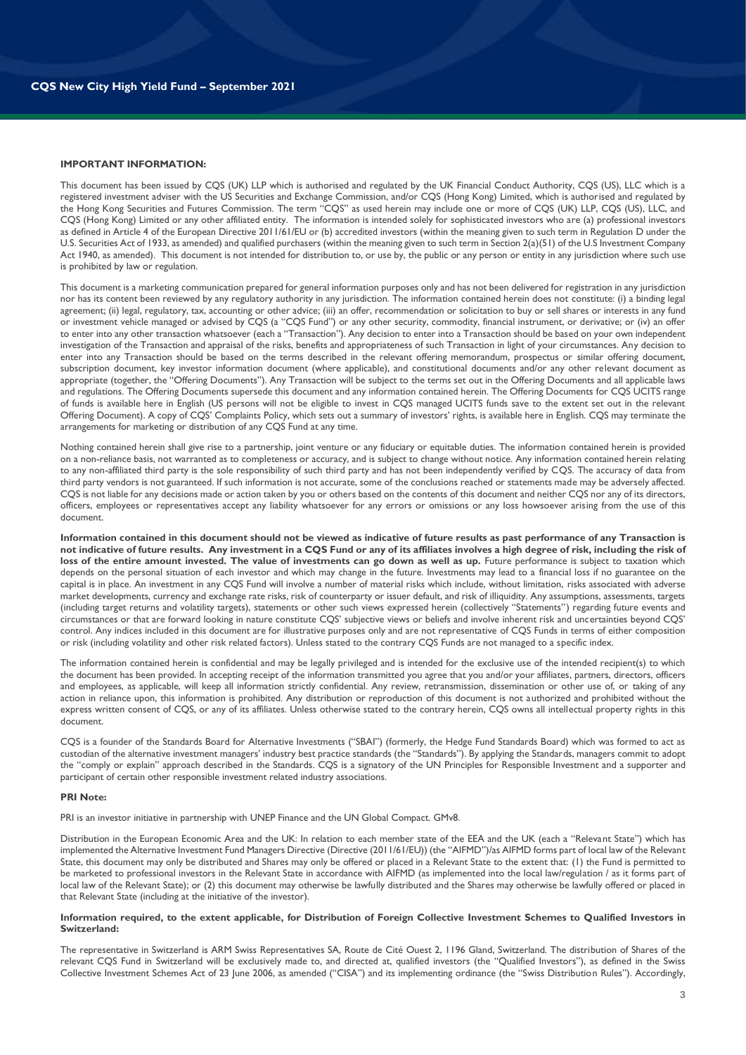**IMPORTANT INFORMATION:**

This document has been issued by CQS (UK) LLP which is authorised and regulated by the UK Financial Conduct Authority, CQS (US), LLC which is a registered investment adviser with the US Securities and Exchange Commission, and/or CQS (Hong Kong) Limited, which is authorised and regulated by the Hong Kong Securities and Futures Commission. The term "CQS" as used herein may include one or more of CQS (UK) LLP, CQS (US), LLC, and CQS (Hong Kong) Limited or any other affiliated entity. The information is intended solely for sophisticated investors who are (a) professional investors as defined in Article 4 of the European Directive 2011/61/EU or (b) accredited investors (within the meaning given to such term in Regulation D under the U.S. Securities Act of 1933, as amended) and qualified purchasers (within the meaning given to such term in Section 2(a)(51) of the U.S Investment Company Act 1940, as amended). This document is not intended for distribution to, or use by, the public or any person or entity in any jurisdiction where such use is prohibited by law or regulation.

This document is a marketing communication prepared for general information purposes only and has not been delivered for registration in any jurisdiction nor has its content been reviewed by any regulatory authority in any jurisdiction. The information contained herein does not constitute: (i) a binding legal agreement; (ii) legal, regulatory, tax, accounting or other advice; (iii) an offer, recommendation or solicitation to buy or sell shares or interests in any fund or investment vehicle managed or advised by CQS (a "CQS Fund") or any other security, commodity, financial instrument, or derivative; or (iv) an offer to enter into any other transaction whatsoever (each a "Transaction"). Any decision to enter into a Transaction should be based on your own independent investigation of the Transaction and appraisal of the risks, benefits and appropriateness of such Transaction in light of your circumstances. Any decision to enter into any Transaction should be based on the terms described in the relevant offering memorandum, prospectus or similar offering document, subscription document, key investor information document (where applicable), and constitutional documents and/or any other relevant document as appropriate (together, the "Offering Documents"). Any Transaction will be subject to the terms set out in the Offering Documents and all applicable laws and regulations. The Offering Documents supersede this document and any information contained herein. The Offering Documents for CQS UCITS range of funds is available here in English (US persons will not be eligible to invest in CQS managed UCITS funds save to the extent set out in the relevant Offering Document). A copy of CQS' Complaints Policy, which sets out a summary of investors' rights, is available here in English. CQS may terminate the arrangements for marketing or distribution of any CQS Fund at any time.

Nothing contained herein shall give rise to a partnership, joint venture or any fiduciary or equitable duties. The information contained herein is provided on a non-reliance basis, not warranted as to completeness or accuracy, and is subject to change without notice. Any information contained herein relating to any non-affiliated third party is the sole responsibility of such third party and has not been independently verified by CQS. The accuracy of data from third party vendors is not guaranteed. If such information is not accurate, some of the conclusions reached or statements made may be adversely affected. CQS is not liable for any decisions made or action taken by you or others based on the contents of this document and neither CQS nor any of its directors, officers, employees or representatives accept any liability whatsoever for any errors or omissions or any loss howsoever arising from the use of this document.

**Information contained in this document should not be viewed as indicative of future results as past performance of any Transaction is not indicative of future results. Any investment in a CQS Fund or any of its affiliates involves a high degree of risk, including the risk of loss of the entire amount invested. The value of investments can go down as well as up.** Future performance is subject to taxation which depends on the personal situation of each investor and which may change in the future. Investments may lead to a financial loss if no guarantee on the capital is in place. An investment in any CQS Fund will involve a number of material risks which include, without limitation, risks associated with adverse market developments, currency and exchange rate risks, risk of counterparty or issuer default, and risk of illiquidity. Any assumptions, assessments, targets (including target returns and volatility targets), statements or other such views expressed herein (collectively "Statements") regarding future events and circumstances or that are forward looking in nature constitute CQS' subjective views or beliefs and involve inherent risk and uncertainties beyond CQS' control. Any indices included in this document are for illustrative purposes only and are not representative of CQS Funds in terms of either composition or risk (including volatility and other risk related factors). Unless stated to the contrary CQS Funds are not managed to a specific index.

The information contained herein is confidential and may be legally privileged and is intended for the exclusive use of the intended recipient(s) to which the document has been provided. In accepting receipt of the information transmitted you agree that you and/or your affiliates, partners, directors, officers and employees, as applicable, will keep all information strictly confidential. Any review, retransmission, dissemination or other use of, or taking of any action in reliance upon, this information is prohibited. Any distribution or reproduction of this document is not authorized and prohibited without the express written consent of CQS, or any of its affiliates. Unless otherwise stated to the contrary herein, CQS owns all intellectual property rights in this document.

CQS is a founder of the Standards Board for Alternative Investments ("SBAI") (formerly, the Hedge Fund Standards Board) which was formed to act as custodian of the alternative investment managers' industry best practice standards (the "Standards"). By applying the Standards, managers commit to adopt the "comply or explain" approach described in the Standards. CQS is a signatory of the UN Principles for Responsible Investment and a supporter and participant of certain other responsible investment related industry associations.

**PRI Note:**

PRI is an investor initiative in partnership with UNEP Finance and the UN Global Compact. GMv8.

Distribution in the European Economic Area and the UK: In relation to each member state of the EEA and the UK (each a "Relevant State") which has implemented the Alternative Investment Fund Managers Directive (Directive (2011/61/EU)) (the "AIFMD")/as AIFMD forms part of local law of the Relevant State, this document may only be distributed and Shares may only be offered or placed in a Relevant State to the extent that: (1) the Fund is permitted to be marketed to professional investors in the Relevant State in accordance with AIFMD (as implemented into the local law/regulation / as it forms part of local law of the Relevant State); or (2) this document may otherwise be lawfully distributed and the Shares may otherwise be lawfully offered or placed in that Relevant State (including at the initiative of the investor).

**Information required, to the extent applicable, for Distribution of Foreign Collective Investment Schemes to Qualified Investors in Switzerland:**

The representative in Switzerland is ARM Swiss Representatives SA, Route de Cité Ouest 2, 1196 Gland, Switzerland. The distribution of Shares of the relevant CQS Fund in Switzerland will be exclusively made to, and directed at, qualified investors (the "Qualified Investors"), as defined in the Swiss Collective Investment Schemes Act of 23 June 2006, as amended ("CISA") and its implementing ordinance (the "Swiss Distribution Rules"). Accordingly,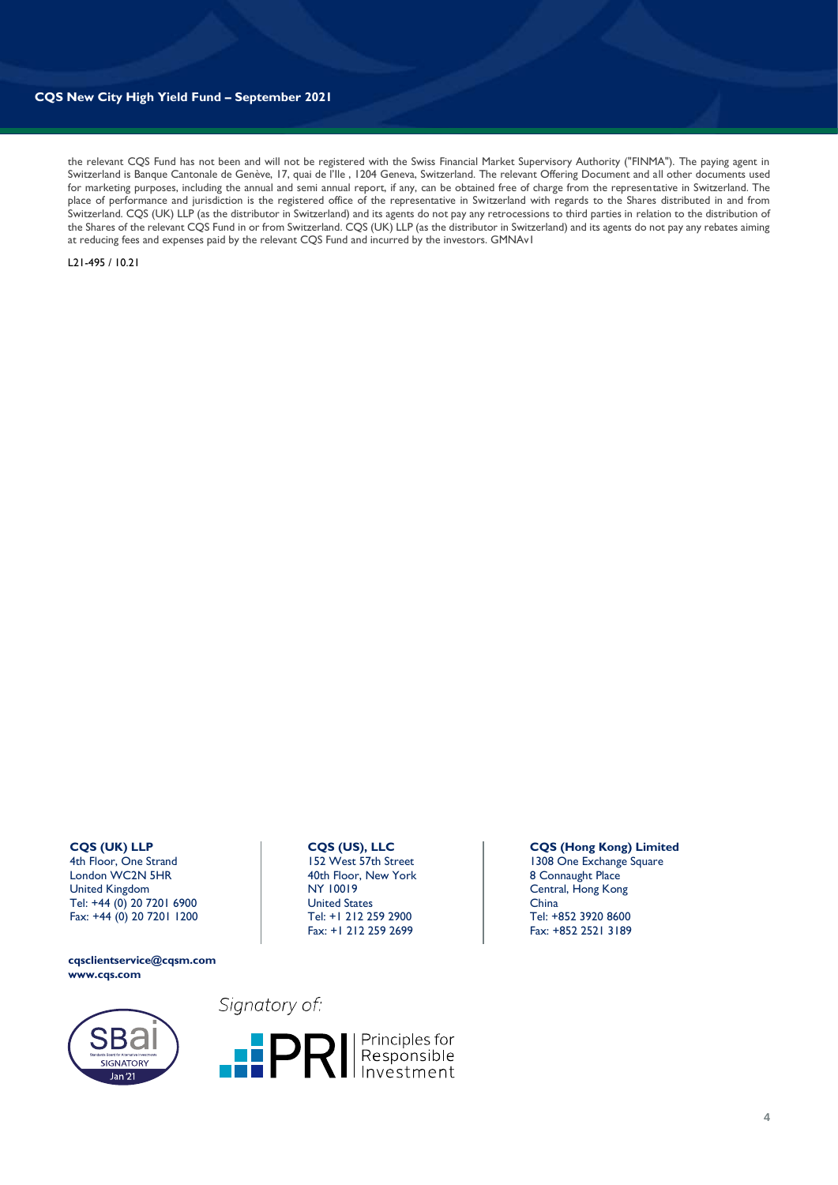the relevant CQS Fund has not been and will not be registered with the Swiss Financial Market Supervisory Authority ("FINMA"). The paying agent in Switzerland is Banque Cantonale de Genève, 17, quai de l'Ile , 1204 Geneva, Switzerland. The relevant Offering Document and all other documents used for marketing purposes, including the annual and semi annual report, if any, can be obtained free of charge from the representative in Switzerland. The place of performance and jurisdiction is the registered office of the representative in Switzerland with regards to the Shares distributed in and from Switzerland. CQS (UK) LLP (as the distributor in Switzerland) and its agents do not pay any retrocessions to third parties in relation to the distribution of the Shares of the relevant CQS Fund in or from Switzerland. CQS (UK) LLP (as the distributor in Switzerland) and its agents do not pay any rebates aiming at reducing fees and expenses paid by the relevant CQS Fund and incurred by the investors. GMNAv1

L21-495 / 10.21

**CQS (UK) LLP**
4th Floor, One Strand
London WC2N 5HR
United Kingdom
Tel: +44 (0) 20 7201 6900
Fax: +44 (0) 20 7201 1200

**CQS (US), LLC**
152 West 57th Street
40th Floor, New York
NY 10019
United States
Tel: +1 212 259 2900
Fax: +1 212 259 2699

**CQS (Hong Kong) Limited**
1308 One Exchange Square
8 Connaught Place
Central, Hong Kong
China
Tel: +852 3920 8600
Fax: +852 2521 3189

**cqsclientservice@cqsm.com**
**www.cqs.com**

SBai Standards Board for Alternative Investments SIGNATORY Jan '21

Signatory of:

PRI Principles for Responsible Investment